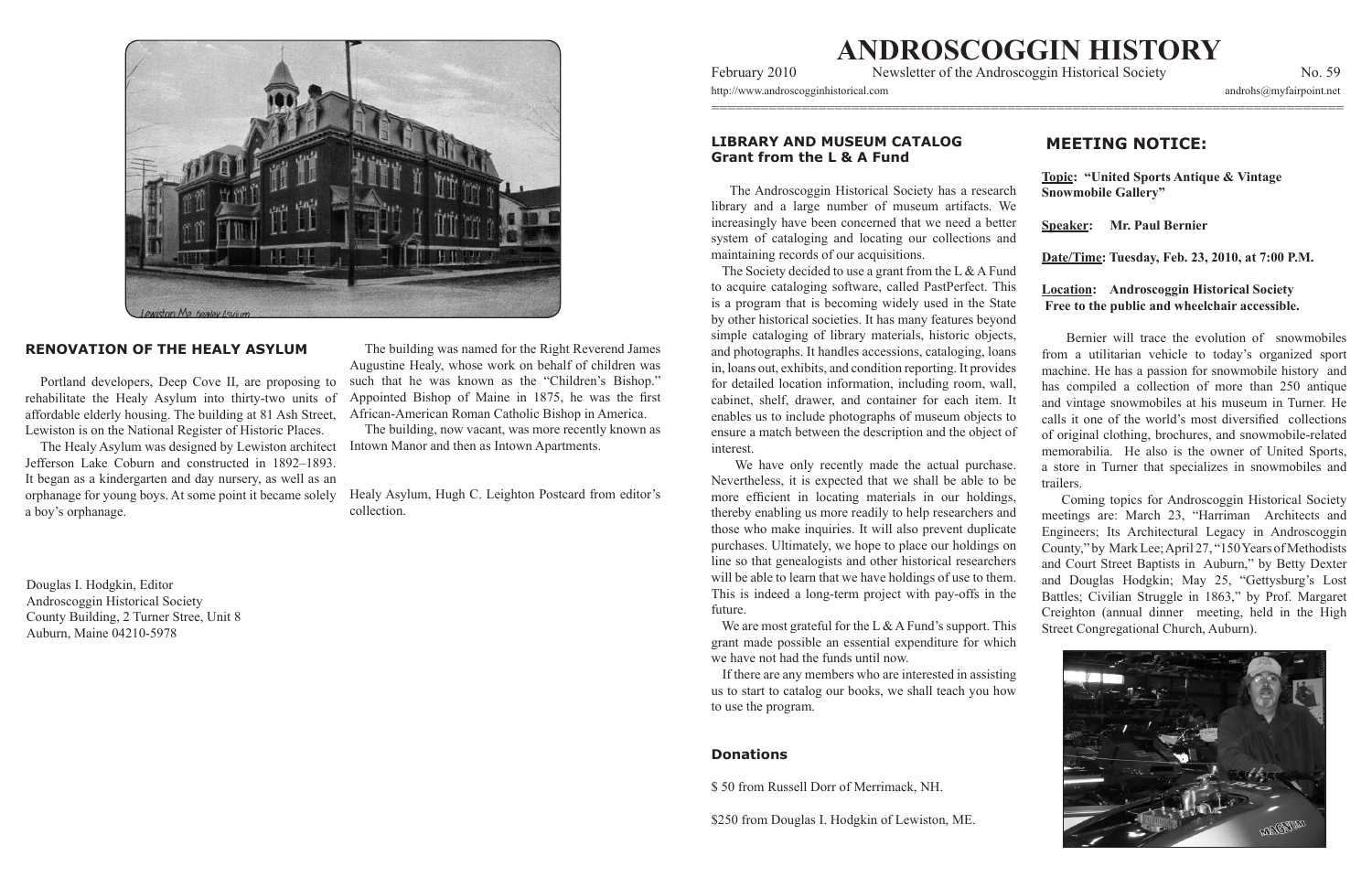# ANDROSCOGGIN HISTORY

February 2010 Newsletter of the Androscoggin Historical Society No. 59

http://www.androscogginhistorical.com androhs@myfairpoint.net

## LIBRARY AND MUSEUM CATALOG
## Grant from the L & A Fund

The Androscoggin Historical Society has a research library and a large number of museum artifacts. We increasingly have been concerned that we need a better system of cataloging and locating our collections and maintaining records of our acquisitions.

The Society decided to use a grant from the L & A Fund to acquire cataloging software, called PastPerfect. This is a program that is becoming widely used in the State by other historical societies. It has many features beyond simple cataloging of library materials, historic objects, and photographs. It handles accessions, cataloging, loans in, loans out, exhibits, and condition reporting. It provides for detailed location information, including room, wall, cabinet, shelf, drawer, and container for each item. It enables us to include photographs of museum objects to ensure a match between the description and the object of interest.

We have only recently made the actual purchase. Nevertheless, it is expected that we shall be able to be more efficient in locating materials in our holdings, thereby enabling us more readily to help researchers and those who make inquiries. It will also prevent duplicate purchases. Ultimately, we hope to place our holdings on line so that genealogists and other historical researchers will be able to learn that we have holdings of use to them. This is indeed a long-term project with pay-offs in the future.

We are most grateful for the L & A Fund's support. This grant made possible an essential expenditure for which we have not had the funds until now.

If there are any members who are interested in assisting us to start to catalog our books, we shall teach you how to use the program.

### Donations

$ 50 from Russell Dorr of Merrimack, NH.

$250 from Douglas I. Hodgkin of Lewiston, ME.

## MEETING NOTICE:

**Topic: "United Sports Antique & Vintage Snowmobile Gallery"**

**Speaker: Mr. Paul Bernier**

**Date/Time: Tuesday, Feb. 23, 2010, at 7:00 P.M.**

**Location: Androscoggin Historical Society**
**Free to the public and wheelchair accessible.**

Bernier will trace the evolution of snowmobiles from a utilitarian vehicle to today's organized sport machine. He has a passion for snowmobile history and has compiled a collection of more than 250 antique and vintage snowmobiles at his museum in Turner. He calls it one of the world's most diversified collections of original clothing, brochures, and snowmobile-related memorabilia. He also is the owner of United Sports, a store in Turner that specializes in snowmobiles and trailers.

Coming topics for Androscoggin Historical Society meetings are: March 23, "Harriman Architects and Engineers; Its Architectural Legacy in Androscoggin County," by Mark Lee; April 27, "150 Years of Methodists and Court Street Baptists in Auburn," by Betty Dexter and Douglas Hodgkin; May 25, "Gettysburg's Lost Battles; Civilian Struggle in 1863," by Prof. Margaret Creighton (annual dinner meeting, held in the High Street Congregational Church, Auburn).

## RENOVATION OF THE HEALY ASYLUM

Portland developers, Deep Cove II, are proposing to rehabilitate the Healy Asylum into thirty-two units of affordable elderly housing. The building at 81 Ash Street, Lewiston is on the National Register of Historic Places.

The Healy Asylum was designed by Lewiston architect Jefferson Lake Coburn and constructed in 1892–1893. It began as a kindergarten and day nursery, as well as an orphanage for young boys. At some point it became solely a boy's orphanage.

The building was named for the Right Reverend James Augustine Healy, whose work on behalf of children was such that he was known as the "Children's Bishop." Appointed Bishop of Maine in 1875, he was the first African-American Roman Catholic Bishop in America.

The building, now vacant, was more recently known as Intown Manor and then as Intown Apartments.

Healy Asylum, Hugh C. Leighton Postcard from editor's collection.

Douglas I. Hodgkin, Editor
Androscoggin Historical Society
County Building, 2 Turner Stree, Unit 8
Auburn, Maine 04210-5978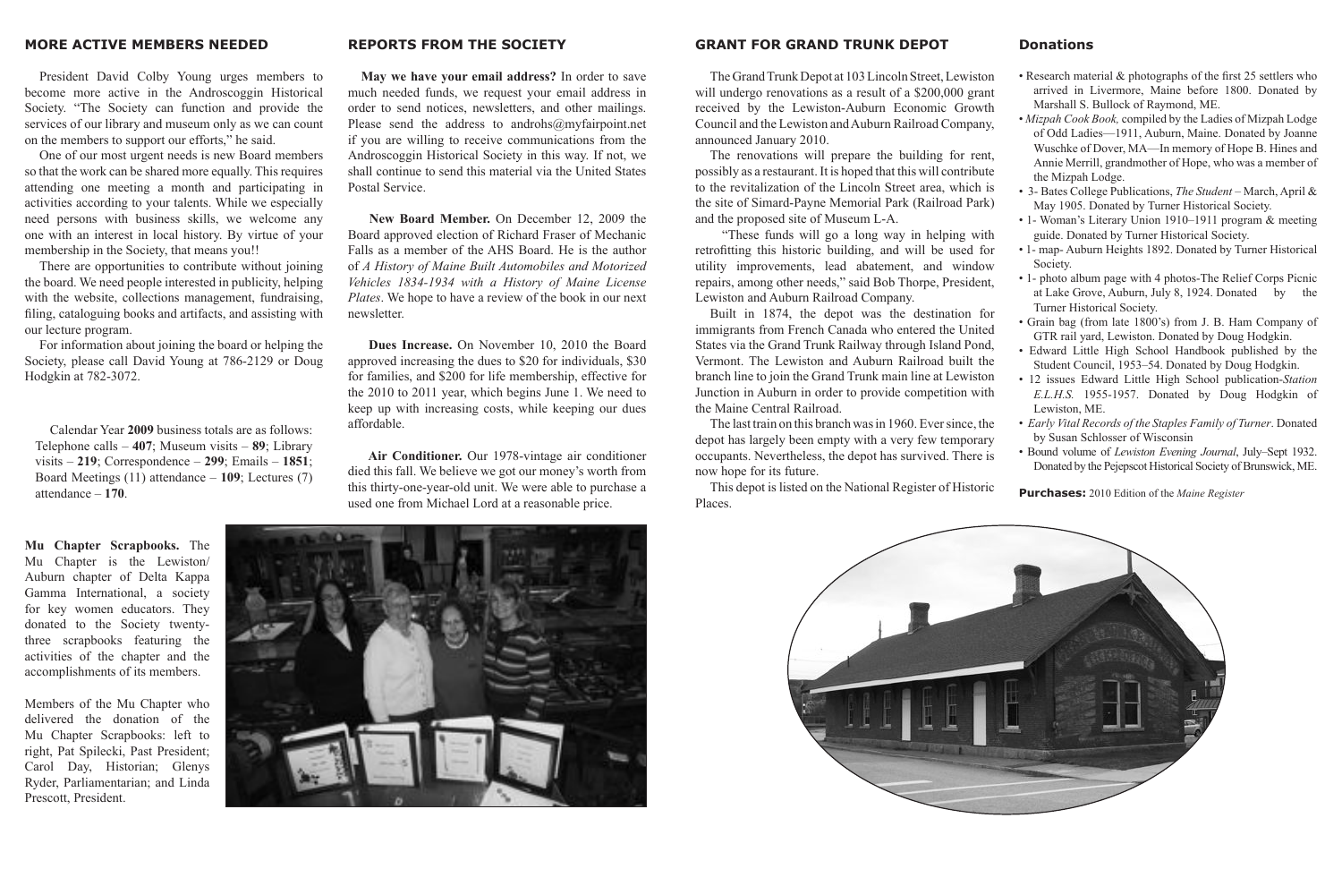## MORE ACTIVE MEMBERS NEEDED

President David Colby Young urges members to become more active in the Androscoggin Historical Society. "The Society can function and provide the services of our library and museum only as we can count on the members to support our efforts," he said.

One of our most urgent needs is new Board members so that the work can be shared more equally. This requires attending one meeting a month and participating in activities according to your talents. While we especially need persons with business skills, we welcome any one with an interest in local history. By virtue of your membership in the Society, that means you!!

There are opportunities to contribute without joining the board. We need people interested in publicity, helping with the website, collections management, fundraising, filing, cataloguing books and artifacts, and assisting with our lecture program.

For information about joining the board or helping the Society, please call David Young at 786-2129 or Doug Hodgkin at 782-3072.

Calendar Year **2009** business totals are as follows: Telephone calls – **407**; Museum visits – **89**; Library visits – **219**; Correspondence – **299**; Emails – **1851**; Board Meetings (11) attendance – **109**; Lectures (7) attendance – **170**.

**Mu Chapter Scrapbooks.** The Mu Chapter is the Lewiston/Auburn chapter of Delta Kappa Gamma International, a society for key women educators. They donated to the Society twenty-three scrapbooks featuring the activities of the chapter and the accomplishments of its members.

Members of the Mu Chapter who delivered the donation of the Mu Chapter Scrapbooks: left to right, Pat Spilecki, Past President; Carol Day, Historian; Glenys Ryder, Parliamentarian; and Linda Prescott, President.

## REPORTS FROM THE SOCIETY

**May we have your email address?** In order to save much needed funds, we request your email address in order to send notices, newsletters, and other mailings. Please send the address to androhs@myfairpoint.net if you are willing to receive communications from the Androscoggin Historical Society in this way. If not, we shall continue to send this material via the United States Postal Service.

**New Board Member.** On December 12, 2009 the Board approved election of Richard Fraser of Mechanic Falls as a member of the AHS Board. He is the author of *A History of Maine Built Automobiles and Motorized Vehicles 1834-1934 with a History of Maine License Plates*. We hope to have a review of the book in our next newsletter.

**Dues Increase.** On November 10, 2010 the Board approved increasing the dues to $20 for individuals, $30 for families, and $200 for life membership, effective for the 2010 to 2011 year, which begins June 1. We need to keep up with increasing costs, while keeping our dues affordable.

**Air Conditioner.** Our 1978-vintage air conditioner died this fall. We believe we got our money's worth from this thirty-one-year-old unit. We were able to purchase a used one from Michael Lord at a reasonable price.

## GRANT FOR GRAND TRUNK DEPOT

The Grand Trunk Depot at 103 Lincoln Street, Lewiston will undergo renovations as a result of a $200,000 grant received by the Lewiston-Auburn Economic Growth Council and the Lewiston and Auburn Railroad Company, announced January 2010.

The renovations will prepare the building for rent, possibly as a restaurant. It is hoped that this will contribute to the revitalization of the Lincoln Street area, which is the site of Simard-Payne Memorial Park (Railroad Park) and the proposed site of Museum L-A.

"These funds will go a long way in helping with retrofitting this historic building, and will be used for utility improvements, lead abatement, and window repairs, among other needs," said Bob Thorpe, President, Lewiston and Auburn Railroad Company.

Built in 1874, the depot was the destination for immigrants from French Canada who entered the United States via the Grand Trunk Railway through Island Pond, Vermont. The Lewiston and Auburn Railroad built the branch line to join the Grand Trunk main line at Lewiston Junction in Auburn in order to provide competition with the Maine Central Railroad.

The last train on this branch was in 1960. Ever since, the depot has largely been empty with a very few temporary occupants. Nevertheless, the depot has survived. There is now hope for its future.

This depot is listed on the National Register of Historic Places.

## Donations

- Research material & photographs of the first 25 settlers who arrived in Livermore, Maine before 1800. Donated by Marshall S. Bullock of Raymond, ME.
- *Mizpah Cook Book,* compiled by the Ladies of Mizpah Lodge of Odd Ladies—1911, Auburn, Maine. Donated by Joanne Wuschke of Dover, MA—In memory of Hope B. Hines and Annie Merrill, grandmother of Hope, who was a member of the Mizpah Lodge.
- 3- Bates College Publications, *The Student* – March, April & May 1905. Donated by Turner Historical Society.
- 1- Woman's Literary Union 1910–1911 program & meeting guide. Donated by Turner Historical Society.
- 1- map- Auburn Heights 1892. Donated by Turner Historical Society.
- 1- photo album page with 4 photos-The Relief Corps Picnic at Lake Grove, Auburn, July 8, 1924. Donated by the Turner Historical Society.
- Grain bag (from late 1800's) from J. B. Ham Company of GTR rail yard, Lewiston. Donated by Doug Hodgkin.
- Edward Little High School Handbook published by the Student Council, 1953–54. Donated by Doug Hodgkin.
- 12 issues Edward Little High School publication-*Station E.L.H.S.* 1955-1957. Donated by Doug Hodgkin of Lewiston, ME.
- *Early Vital Records of the Staples Family of Turner*. Donated by Susan Schlosser of Wisconsin
- Bound volume of *Lewiston Evening Journal*, July–Sept 1932. Donated by the Pejepscot Historical Society of Brunswick, ME.

**Purchases:** 2010 Edition of the *Maine Register*